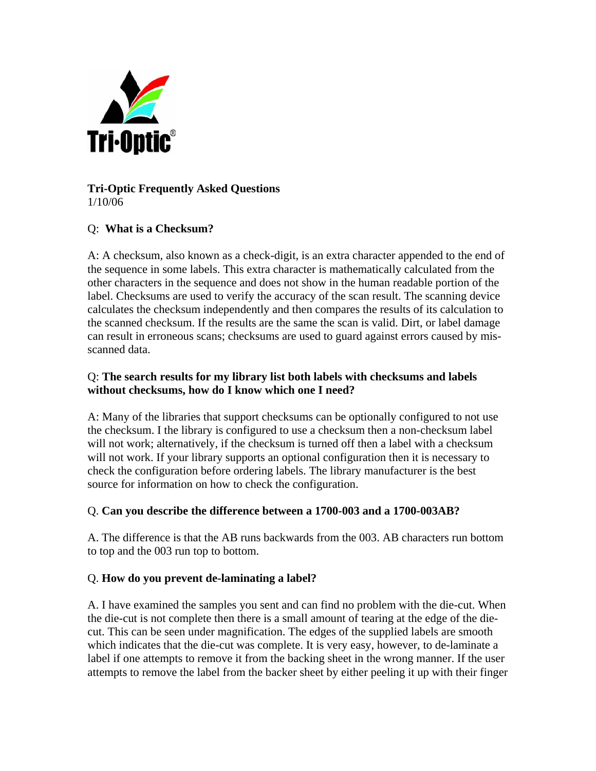Tri-Optic®

**Tri-Optic Frequently Asked Questions**
1/10/06

Q: **What is a Checksum?**

A: A checksum, also known as a check-digit, is an extra character appended to the end of the sequence in some labels. This extra character is mathematically calculated from the other characters in the sequence and does not show in the human readable portion of the label. Checksums are used to verify the accuracy of the scan result. The scanning device calculates the checksum independently and then compares the results of its calculation to the scanned checksum. If the results are the same the scan is valid. Dirt, or label damage can result in erroneous scans; checksums are used to guard against errors caused by mis-scanned data.

Q: **The search results for my library list both labels with checksums and labels without checksums, how do I know which one I need?**

A: Many of the libraries that support checksums can be optionally configured to not use the checksum. I the library is configured to use a checksum then a non-checksum label will not work; alternatively, if the checksum is turned off then a label with a checksum will not work. If your library supports an optional configuration then it is necessary to check the configuration before ordering labels. The library manufacturer is the best source for information on how to check the configuration.

Q. **Can you describe the difference between a 1700-003 and a 1700-003AB?**

A. The difference is that the AB runs backwards from the 003. AB characters run bottom to top and the 003 run top to bottom.

Q. **How do you prevent de-laminating a label?**

A. I have examined the samples you sent and can find no problem with the die-cut. When the die-cut is not complete then there is a small amount of tearing at the edge of the die-cut. This can be seen under magnification. The edges of the supplied labels are smooth which indicates that the die-cut was complete. It is very easy, however, to de-laminate a label if one attempts to remove it from the backing sheet in the wrong manner. If the user attempts to remove the label from the backer sheet by either peeling it up with their finger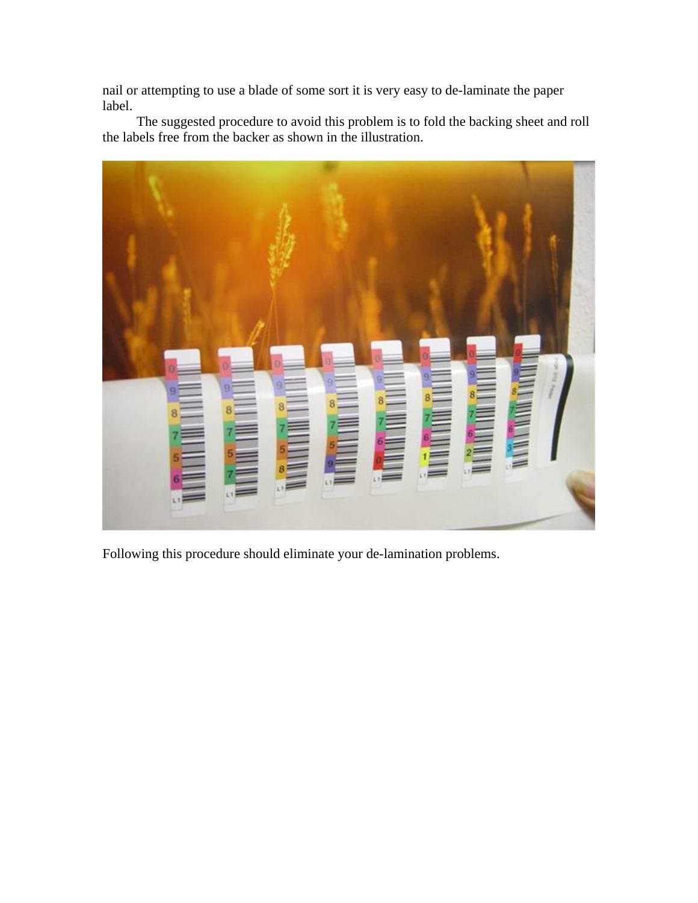nail or attempting to use a blade of some sort it is very easy to de-laminate the paper label.

The suggested procedure to avoid this problem is to fold the backing sheet and roll the labels free from the backer as shown in the illustration.

Following this procedure should eliminate your de-lamination problems.